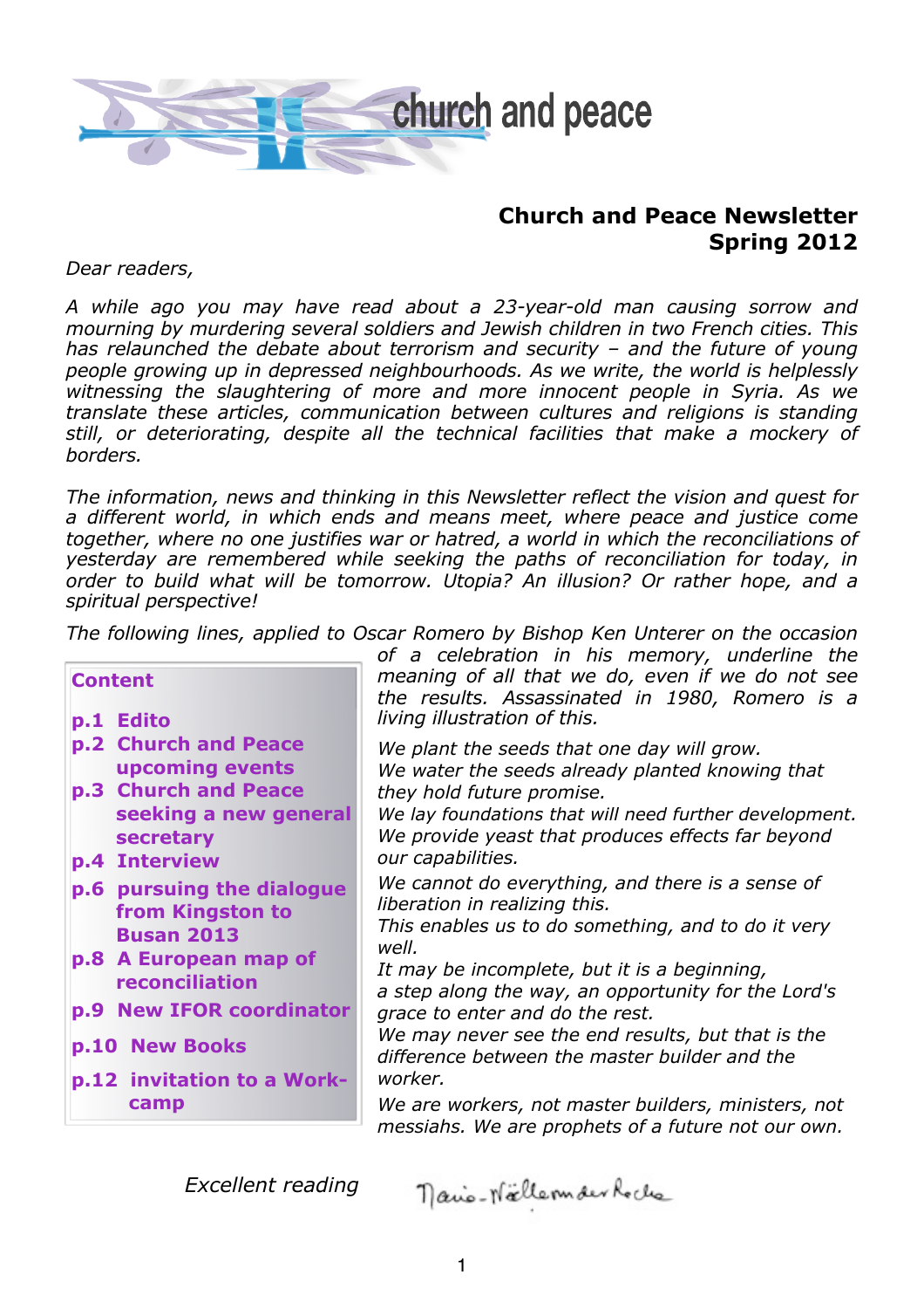church and peace

# Church and Peace Newsletter Spring 2012

*Dear readers,*

*A while ago you may have read about a 23-year-old man causing sorrow and mourning by murdering several soldiers and Jewish children in two French cities. This has relaunched the debate about terrorism and security – and the future of young people growing up in depressed neighbourhoods. As we write, the world is helplessly witnessing the slaughtering of more and more innocent people in Syria. As we translate these articles, communication between cultures and religions is standing still, or deteriorating, despite all the technical facilities that make a mockery of borders.*

*The information, news and thinking in this Newsletter reflect the vision and quest for a different world, in which ends and means meet, where peace and justice come together, where no one justifies war or hatred, a world in which the reconciliations of yesterday are remembered while seeking the paths of reconciliation for today, in order to build what will be tomorrow. Utopia? An illusion? Or rather hope, and a spiritual perspective!*

*The following lines, applied to Oscar Romero by Bishop Ken Unterer on the occasion of a celebration in his memory, underline the meaning of all that we do, even if we do not see the results. Assassinated in 1980, Romero is a living illustration of this.*

*We plant the seeds that one day will grow.*
*We water the seeds already planted knowing that they hold future promise.*
*We lay foundations that will need further development.*
*We provide yeast that produces effects far beyond our capabilities.*

*We cannot do everything, and there is a sense of liberation in realizing this.*
*This enables us to do something, and to do it very well.*
*It may be incomplete, but it is a beginning,*
*a step along the way, an opportunity for the Lord's grace to enter and do the rest.*
*We may never see the end results, but that is the difference between the master builder and the worker.*

*We are workers, not master builders, ministers, not messiahs. We are prophets of a future not our own.*

*Excellent reading*

Marie-Noëlle von der Recke

**Content**

- **p.1 Edito**
- **p.2 Church and Peace upcoming events**
- **p.3 Church and Peace seeking a new general secretary**
- **p.4 Interview**
- **p.6 pursuing the dialogue from Kingston to Busan 2013**
- **p.8 A European map of reconciliation**
- **p.9 New IFOR coordinator**
- **p.10 New Books**
- **p.12 invitation to a Work-camp**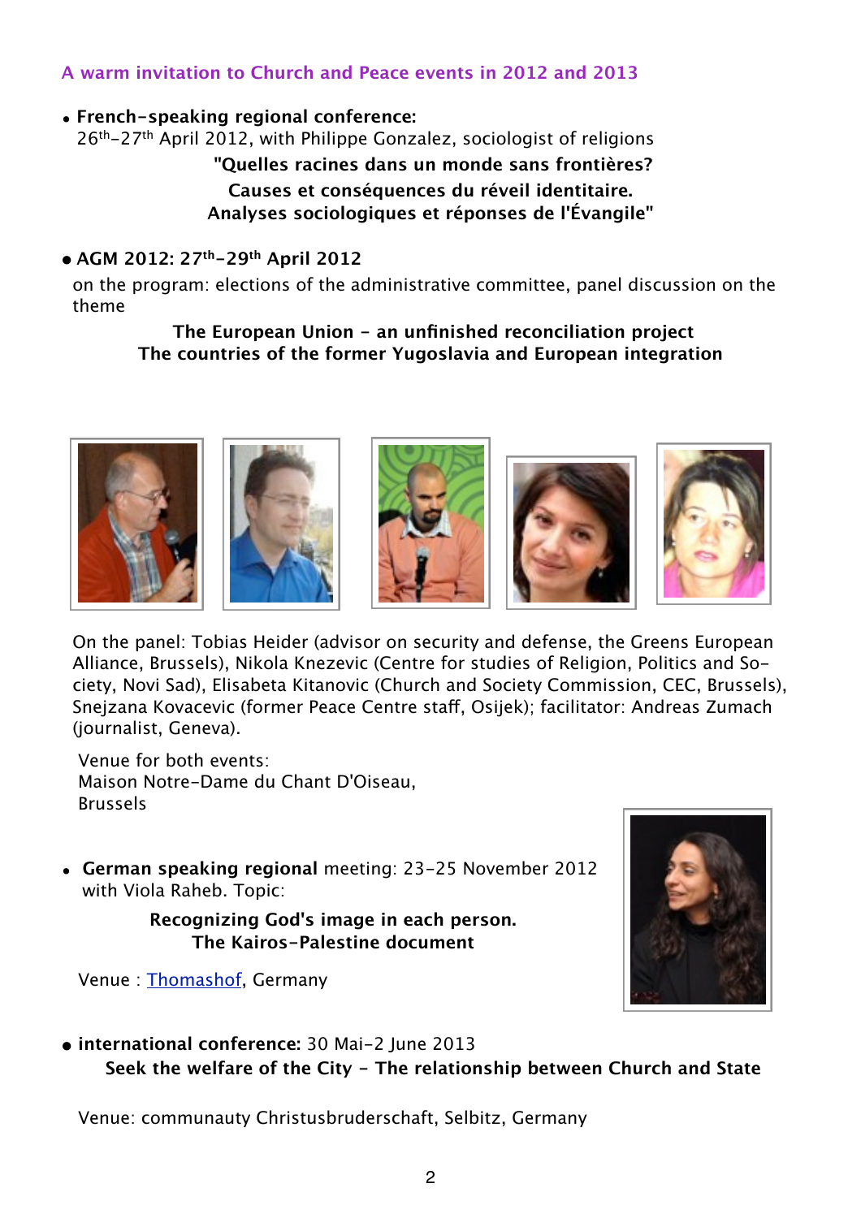## A warm invitation to Church and Peace events in 2012 and 2013

- **French-speaking regional conference:**
  26th-27th April 2012, with Philippe Gonzalez, sociologist of religions

  **"Quelles racines dans un monde sans frontières?**
  **Causes et conséquences du réveil identitaire.**
  **Analyses sociologiques et réponses de l'Évangile"**

- **AGM 2012: 27th-29th April 2012**

  on the program: elections of the administrative committee, panel discussion on the theme

  **The European Union – an unfinished reconciliation project**
  **The countries of the former Yugoslavia and European integration**

  On the panel: Tobias Heider (advisor on security and defense, the Greens European Alliance, Brussels), Nikola Knezevic (Centre for studies of Religion, Politics and Society, Novi Sad), Elisabeta Kitanovic (Church and Society Commission, CEC, Brussels), Snejzana Kovacevic (former Peace Centre staff, Osijek); facilitator: Andreas Zumach (journalist, Geneva).

  Venue for both events:
  Maison Notre-Dame du Chant D'Oiseau,
  Brussels

- **German speaking regional** meeting: 23-25 November 2012 with Viola Raheb. Topic:

  **Recognizing God's image in each person.**
  **The Kairos-Palestine document**

  Venue : Thomashof, Germany

- **international conference:** 30 Mai-2 June 2013

  **Seek the welfare of the City – The relationship between Church and State**

  Venue: communauty Christusbruderschaft, Selbitz, Germany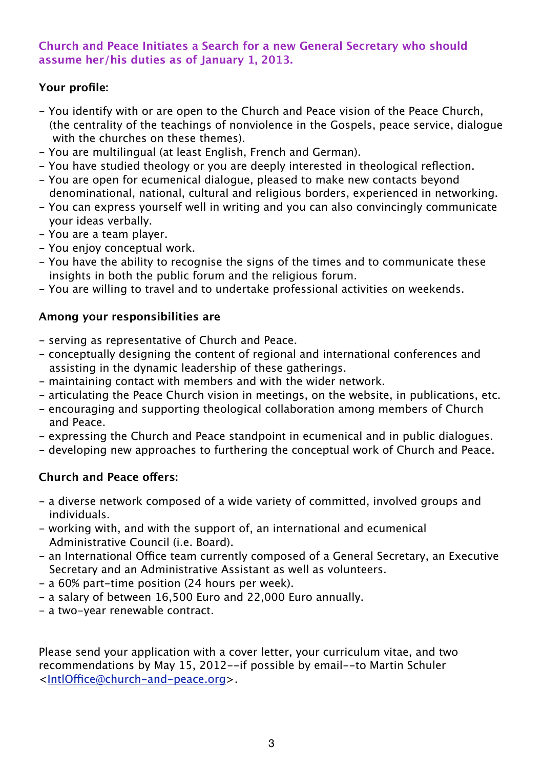## Church and Peace Initiates a Search for a new General Secretary who should assume her/his duties as of January 1, 2013.

**Your profile:**

- You identify with or are open to the Church and Peace vision of the Peace Church, (the centrality of the teachings of nonviolence in the Gospels, peace service, dialogue with the churches on these themes).
- You are multilingual (at least English, French and German).
- You have studied theology or you are deeply interested in theological reflection.
- You are open for ecumenical dialogue, pleased to make new contacts beyond denominational, national, cultural and religious borders, experienced in networking.
- You can express yourself well in writing and you can also convincingly communicate your ideas verbally.
- You are a team player.
- You enjoy conceptual work.
- You have the ability to recognise the signs of the times and to communicate these insights in both the public forum and the religious forum.
- You are willing to travel and to undertake professional activities on weekends.

**Among your responsibilities are**

- serving as representative of Church and Peace.
- conceptually designing the content of regional and international conferences and assisting in the dynamic leadership of these gatherings.
- maintaining contact with members and with the wider network.
- articulating the Peace Church vision in meetings, on the website, in publications, etc.
- encouraging and supporting theological collaboration among members of Church and Peace.
- expressing the Church and Peace standpoint in ecumenical and in public dialogues.
- developing new approaches to furthering the conceptual work of Church and Peace.

**Church and Peace offers:**

- a diverse network composed of a wide variety of committed, involved groups and individuals.
- working with, and with the support of, an international and ecumenical Administrative Council (i.e. Board).
- an International Office team currently composed of a General Secretary, an Executive Secretary and an Administrative Assistant as well as volunteers.
- a 60% part-time position (24 hours per week).
- a salary of between 16,500 Euro and 22,000 Euro annually.
- a two-year renewable contract.

Please send your application with a cover letter, your curriculum vitae, and two recommendations by May 15, 2012--if possible by email--to Martin Schuler <IntlOffice@church-and-peace.org>.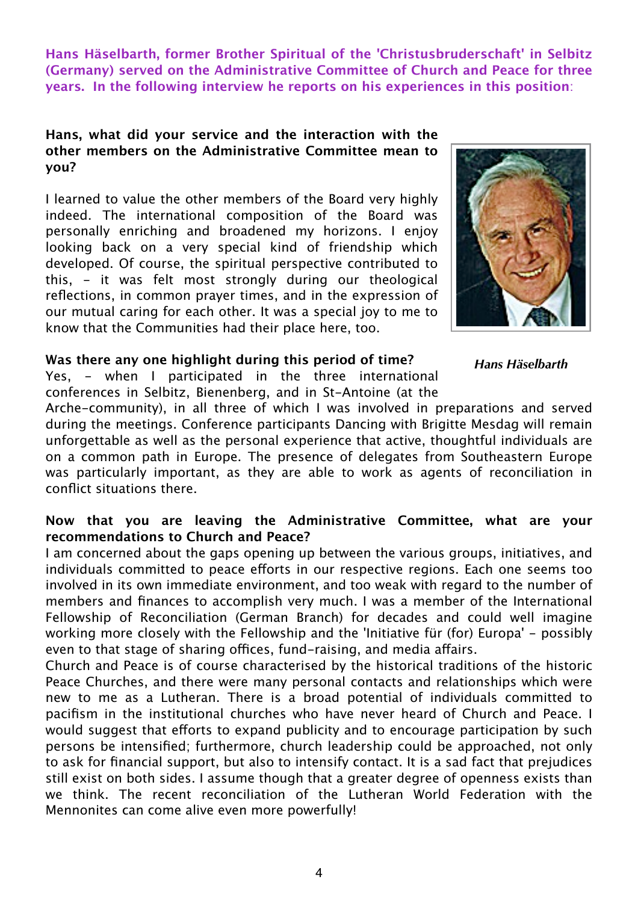**Hans Häselbarth, former Brother Spiritual of the 'Christusbruderschaft' in Selbitz (Germany) served on the Administrative Committee of Church and Peace for three years. In the following interview he reports on his experiences in this position**:

**Hans, what did your service and the interaction with the other members on the Administrative Committee mean to you?**

I learned to value the other members of the Board very highly indeed. The international composition of the Board was personally enriching and broadened my horizons. I enjoy looking back on a very special kind of friendship which developed. Of course, the spiritual perspective contributed to this, – it was felt most strongly during our theological reflections, in common prayer times, and in the expression of our mutual caring for each other. It was a special joy to me to know that the Communities had their place here, too.

*Hans Häselbarth*

**Was there any one highlight during this period of time?**

Yes, – when I participated in the three international conferences in Selbitz, Bienenberg, and in St-Antoine (at the Arche-community), in all three of which I was involved in preparations and served during the meetings. Conference participants Dancing with Brigitte Mesdag will remain unforgettable as well as the personal experience that active, thoughtful individuals are on a common path in Europe. The presence of delegates from Southeastern Europe was particularly important, as they are able to work as agents of reconciliation in conflict situations there.

**Now that you are leaving the Administrative Committee, what are your recommendations to Church and Peace?**

I am concerned about the gaps opening up between the various groups, initiatives, and individuals committed to peace efforts in our respective regions. Each one seems too involved in its own immediate environment, and too weak with regard to the number of members and finances to accomplish very much. I was a member of the International Fellowship of Reconciliation (German Branch) for decades and could well imagine working more closely with the Fellowship and the 'Initiative für (for) Europa' – possibly even to that stage of sharing offices, fund-raising, and media affairs.

Church and Peace is of course characterised by the historical traditions of the historic Peace Churches, and there were many personal contacts and relationships which were new to me as a Lutheran. There is a broad potential of individuals committed to pacifism in the institutional churches who have never heard of Church and Peace. I would suggest that efforts to expand publicity and to encourage participation by such persons be intensified; furthermore, church leadership could be approached, not only to ask for financial support, but also to intensify contact. It is a sad fact that prejudices still exist on both sides. I assume though that a greater degree of openness exists than we think. The recent reconciliation of the Lutheran World Federation with the Mennonites can come alive even more powerfully!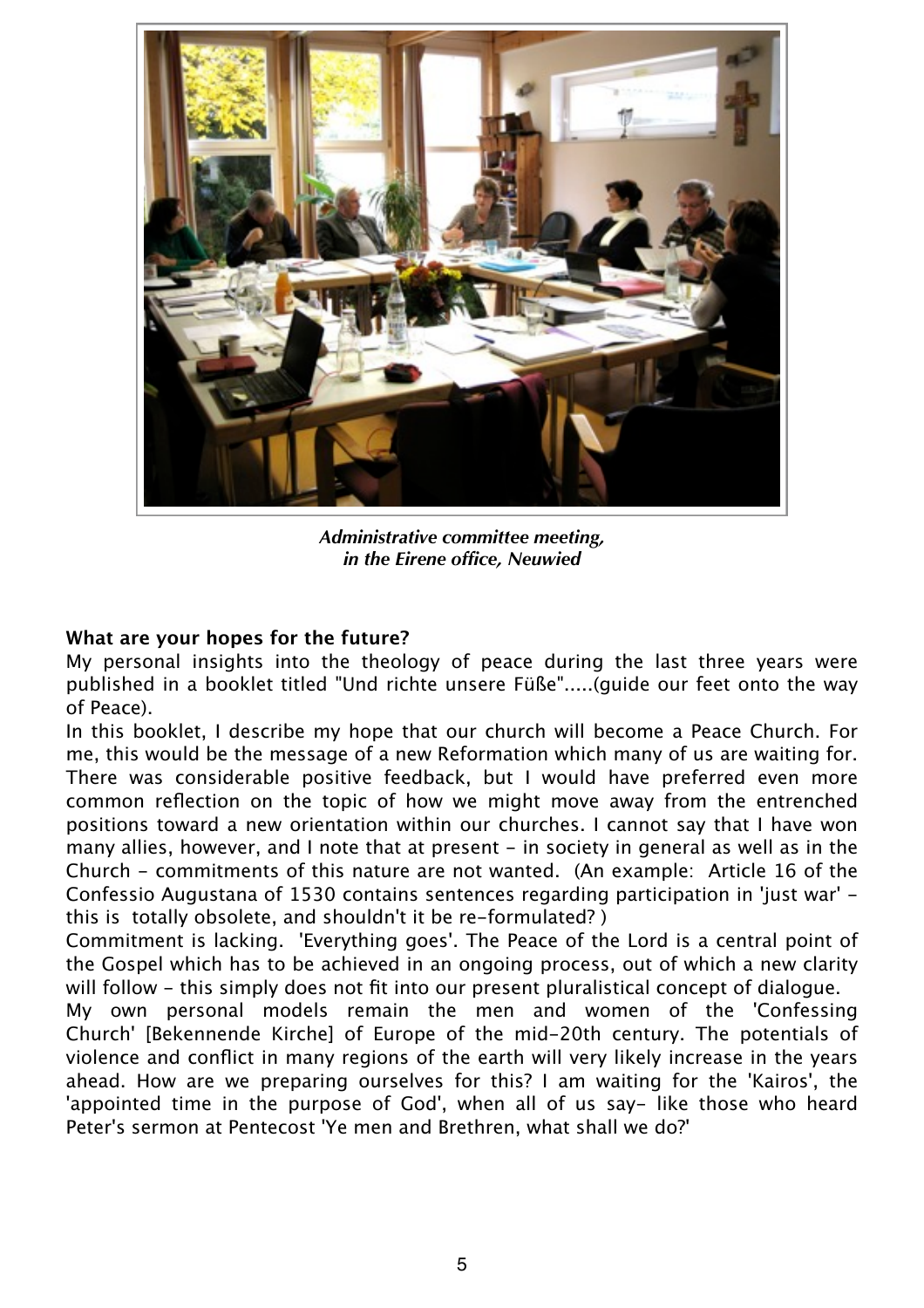*Administrative committee meeting, in the Eirene office, Neuwied*

**What are your hopes for the future?**

My personal insights into the theology of peace during the last three years were published in a booklet titled "Und richte unsere Füße".....(guide our feet onto the way of Peace).

In this booklet, I describe my hope that our church will become a Peace Church. For me, this would be the message of a new Reformation which many of us are waiting for. There was considerable positive feedback, but I would have preferred even more common reflection on the topic of how we might move away from the entrenched positions toward a new orientation within our churches. I cannot say that I have won many allies, however, and I note that at present - in society in general as well as in the Church - commitments of this nature are not wanted. (An example: Article 16 of the Confessio Augustana of 1530 contains sentences regarding participation in 'just war' - this is totally obsolete, and shouldn't it be re-formulated? )

Commitment is lacking. 'Everything goes'. The Peace of the Lord is a central point of the Gospel which has to be achieved in an ongoing process, out of which a new clarity will follow - this simply does not fit into our present pluralistical concept of dialogue.

My own personal models remain the men and women of the 'Confessing Church' [Bekennende Kirche] of Europe of the mid-20th century. The potentials of violence and conflict in many regions of the earth will very likely increase in the years ahead. How are we preparing ourselves for this? I am waiting for the 'Kairos', the 'appointed time in the purpose of God', when all of us say- like those who heard Peter's sermon at Pentecost 'Ye men and Brethren, what shall we do?'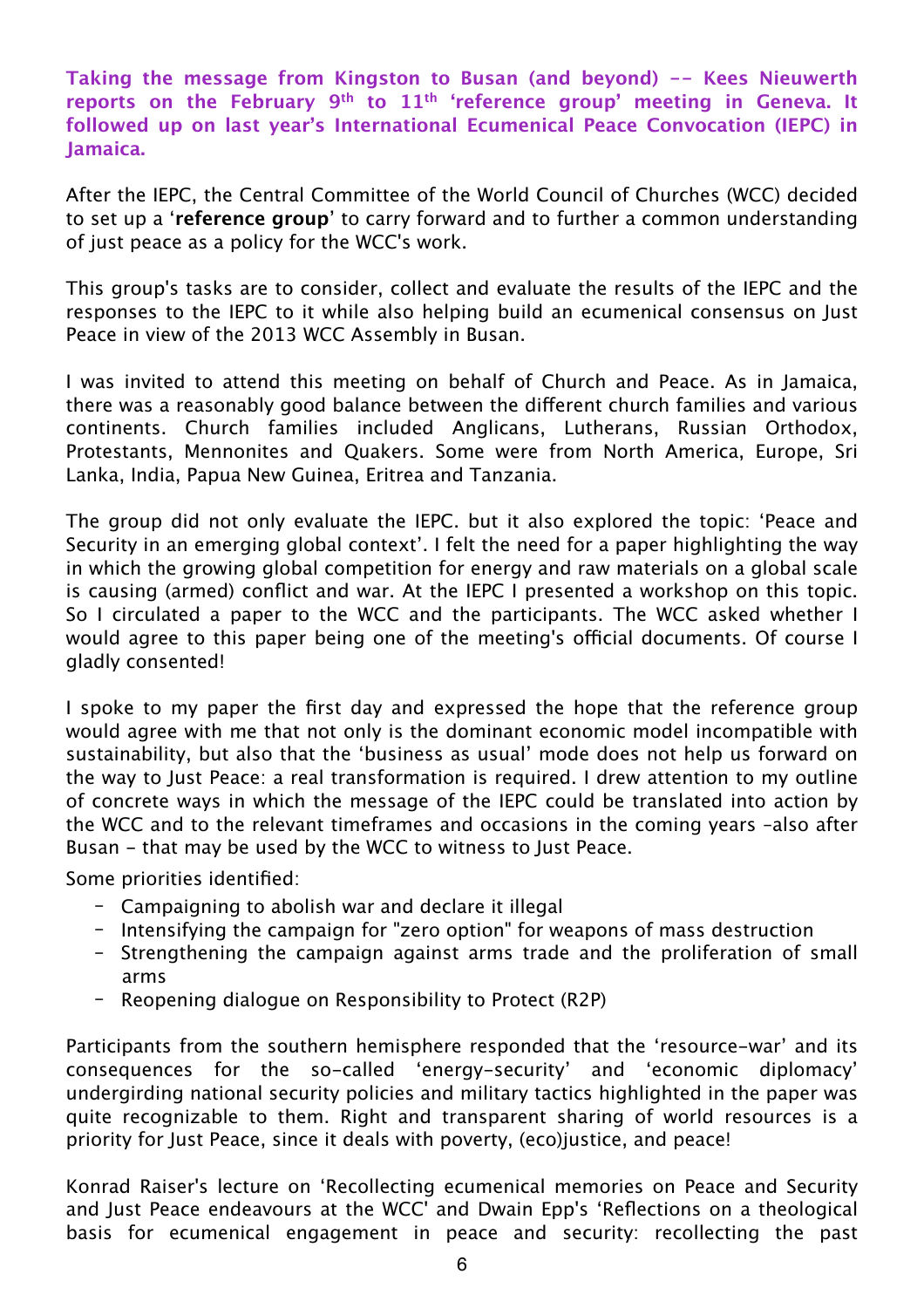**Taking the message from Kingston to Busan (and beyond) -- Kees Nieuwerth reports on the February 9th to 11th 'reference group' meeting in Geneva. It followed up on last year's International Ecumenical Peace Convocation (IEPC) in Jamaica.**

After the IEPC, the Central Committee of the World Council of Churches (WCC) decided to set up a '**reference group**' to carry forward and to further a common understanding of just peace as a policy for the WCC's work.

This group's tasks are to consider, collect and evaluate the results of the IEPC and the responses to the IEPC to it while also helping build an ecumenical consensus on Just Peace in view of the 2013 WCC Assembly in Busan.

I was invited to attend this meeting on behalf of Church and Peace. As in Jamaica, there was a reasonably good balance between the different church families and various continents. Church families included Anglicans, Lutherans, Russian Orthodox, Protestants, Mennonites and Quakers. Some were from North America, Europe, Sri Lanka, India, Papua New Guinea, Eritrea and Tanzania.

The group did not only evaluate the IEPC. but it also explored the topic: 'Peace and Security in an emerging global context'. I felt the need for a paper highlighting the way in which the growing global competition for energy and raw materials on a global scale is causing (armed) conflict and war. At the IEPC I presented a workshop on this topic. So I circulated a paper to the WCC and the participants. The WCC asked whether I would agree to this paper being one of the meeting's official documents. Of course I gladly consented!

I spoke to my paper the first day and expressed the hope that the reference group would agree with me that not only is the dominant economic model incompatible with sustainability, but also that the 'business as usual' mode does not help us forward on the way to Just Peace: a real transformation is required. I drew attention to my outline of concrete ways in which the message of the IEPC could be translated into action by the WCC and to the relevant timeframes and occasions in the coming years –also after Busan – that may be used by the WCC to witness to Just Peace.

Some priorities identified:

- Campaigning to abolish war and declare it illegal
- Intensifying the campaign for "zero option" for weapons of mass destruction
- Strengthening the campaign against arms trade and the proliferation of small arms
- Reopening dialogue on Responsibility to Protect (R2P)

Participants from the southern hemisphere responded that the 'resource-war' and its consequences for the so-called 'energy-security' and 'economic diplomacy' undergirding national security policies and military tactics highlighted in the paper was quite recognizable to them. Right and transparent sharing of world resources is a priority for Just Peace, since it deals with poverty, (eco)justice, and peace!

Konrad Raiser's lecture on 'Recollecting ecumenical memories on Peace and Security and Just Peace endeavours at the WCC' and Dwain Epp's 'Reflections on a theological basis for ecumenical engagement in peace and security: recollecting the past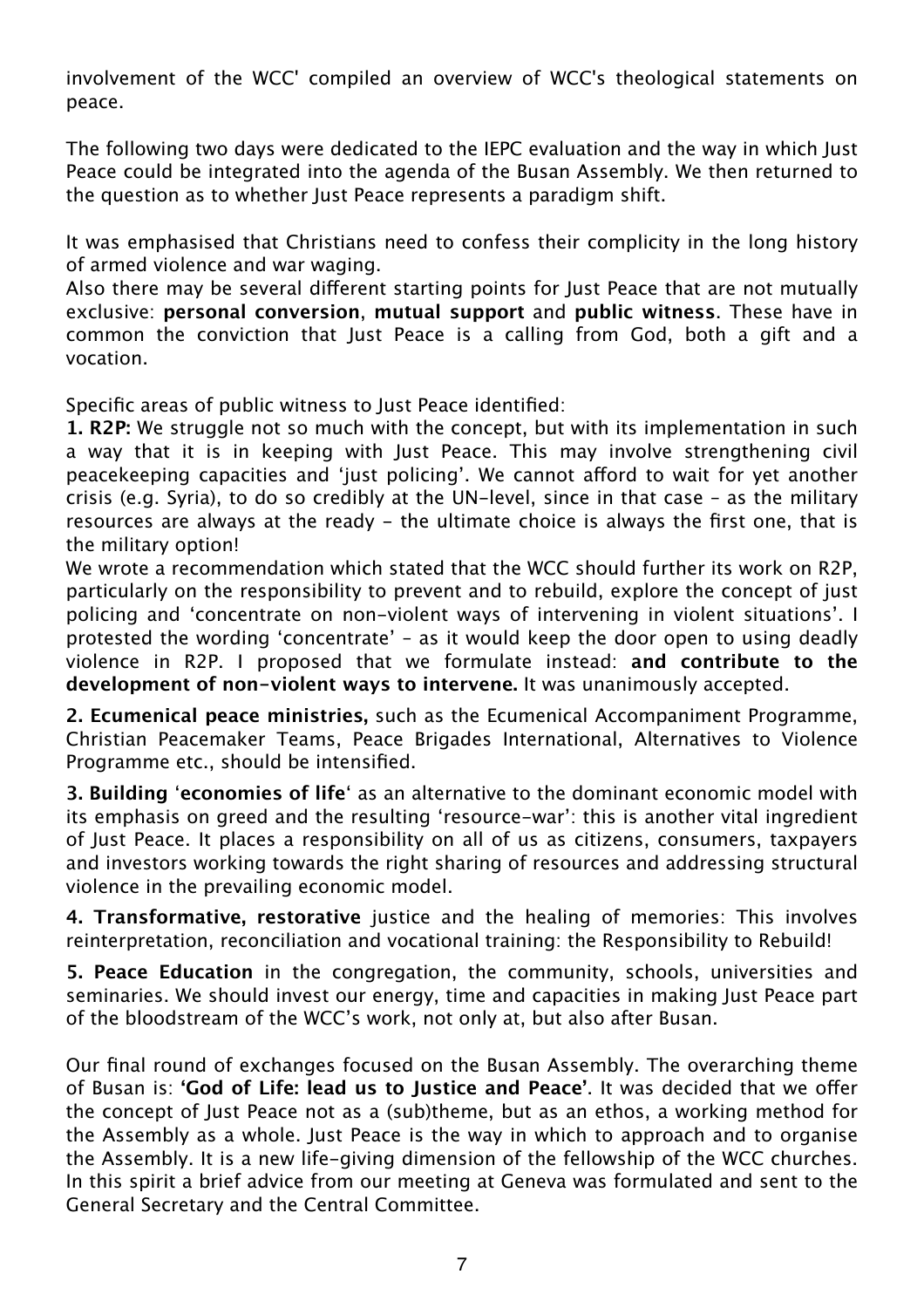involvement of the WCC' compiled an overview of WCC's theological statements on peace.

The following two days were dedicated to the IEPC evaluation and the way in which Just Peace could be integrated into the agenda of the Busan Assembly. We then returned to the question as to whether Just Peace represents a paradigm shift.

It was emphasised that Christians need to confess their complicity in the long history of armed violence and war waging.
Also there may be several different starting points for Just Peace that are not mutually exclusive: **personal conversion**, **mutual support** and **public witness**. These have in common the conviction that Just Peace is a calling from God, both a gift and a vocation.

Specific areas of public witness to Just Peace identified:

**1. R2P:** We struggle not so much with the concept, but with its implementation in such a way that it is in keeping with Just Peace. This may involve strengthening civil peacekeeping capacities and 'just policing'. We cannot afford to wait for yet another crisis (e.g. Syria), to do so credibly at the UN-level, since in that case – as the military resources are always at the ready - the ultimate choice is always the first one, that is the military option!
We wrote a recommendation which stated that the WCC should further its work on R2P, particularly on the responsibility to prevent and to rebuild, explore the concept of just policing and 'concentrate on non-violent ways of intervening in violent situations'. I protested the wording 'concentrate' – as it would keep the door open to using deadly violence in R2P. I proposed that we formulate instead: **and contribute to the development of non-violent ways to intervene.** It was unanimously accepted.

**2. Ecumenical peace ministries,** such as the Ecumenical Accompaniment Programme, Christian Peacemaker Teams, Peace Brigades International, Alternatives to Violence Programme etc., should be intensified.

**3. Building 'economies of life'** as an alternative to the dominant economic model with its emphasis on greed and the resulting 'resource-war': this is another vital ingredient of Just Peace. It places a responsibility on all of us as citizens, consumers, taxpayers and investors working towards the right sharing of resources and addressing structural violence in the prevailing economic model.

**4. Transformative, restorative** justice and the healing of memories: This involves reinterpretation, reconciliation and vocational training: the Responsibility to Rebuild!

**5. Peace Education** in the congregation, the community, schools, universities and seminaries. We should invest our energy, time and capacities in making Just Peace part of the bloodstream of the WCC's work, not only at, but also after Busan.

Our final round of exchanges focused on the Busan Assembly. The overarching theme of Busan is: **'God of Life: lead us to Justice and Peace'**. It was decided that we offer the concept of Just Peace not as a (sub)theme, but as an ethos, a working method for the Assembly as a whole. Just Peace is the way in which to approach and to organise the Assembly. It is a new life-giving dimension of the fellowship of the WCC churches. In this spirit a brief advice from our meeting at Geneva was formulated and sent to the General Secretary and the Central Committee.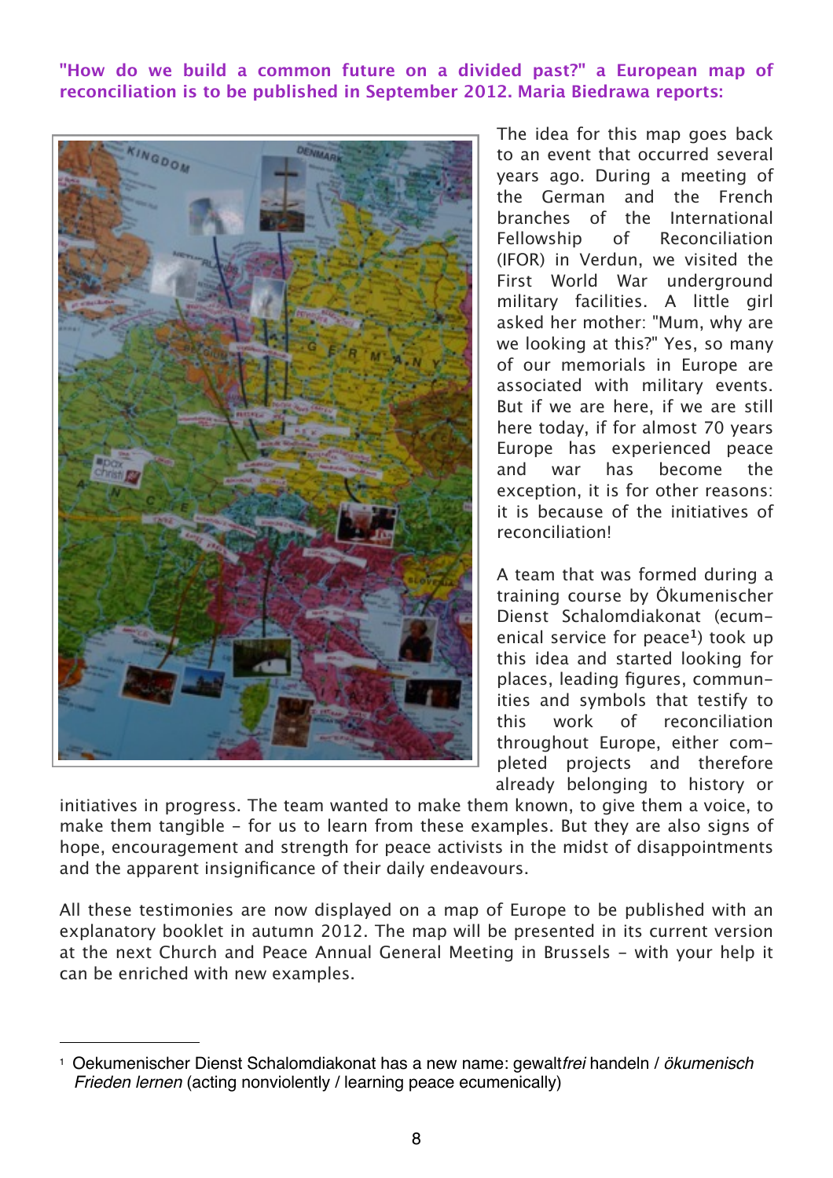**"How do we build a common future on a divided past?" a European map of reconciliation is to be published in September 2012. Maria Biedrawa reports:**

The idea for this map goes back to an event that occurred several years ago. During a meeting of the German and the French branches of the International Fellowship of Reconciliation (IFOR) in Verdun, we visited the First World War underground military facilities. A little girl asked her mother: "Mum, why are we looking at this?" Yes, so many of our memorials in Europe are associated with military events. But if we are here, if we are still here today, if for almost 70 years Europe has experienced peace and war has become the exception, it is for other reasons: it is because of the initiatives of reconciliation!

A team that was formed during a training course by Ökumenischer Dienst Schalomdiakonat (ecumenical service for peace[1]) took up this idea and started looking for places, leading figures, communities and symbols that testify to this work of reconciliation throughout Europe, either completed projects and therefore already belonging to history or initiatives in progress. The team wanted to make them known, to give them a voice, to make them tangible – for us to learn from these examples. But they are also signs of hope, encouragement and strength for peace activists in the midst of disappointments and the apparent insignificance of their daily endeavours.

All these testimonies are now displayed on a map of Europe to be published with an explanatory booklet in autumn 2012. The map will be presented in its current version at the next Church and Peace Annual General Meeting in Brussels – with your help it can be enriched with new examples.

---

[1] Oekumenischer Dienst Schalomdiakonat has a new name: gewalt*frei* handeln / *ökumenisch Frieden lernen* (acting nonviolently / learning peace ecumenically)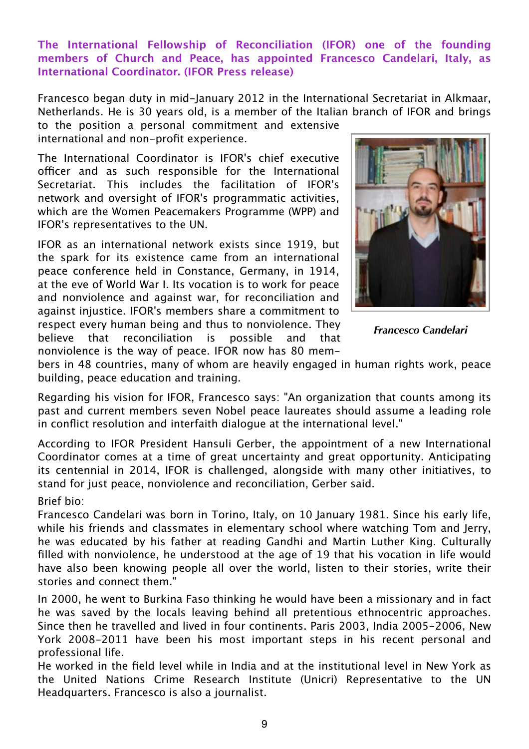**The International Fellowship of Reconciliation (IFOR) one of the founding members of Church and Peace, has appointed Francesco Candelari, Italy, as International Coordinator. (IFOR Press release)**

Francesco began duty in mid-January 2012 in the International Secretariat in Alkmaar, Netherlands. He is 30 years old, is a member of the Italian branch of IFOR and brings to the position a personal commitment and extensive international and non-profit experience.

The International Coordinator is IFOR's chief executive officer and as such responsible for the International Secretariat. This includes the facilitation of IFOR's network and oversight of IFOR's programmatic activities, which are the Women Peacemakers Programme (WPP) and IFOR's representatives to the UN.

IFOR as an international network exists since 1919, but the spark for its existence came from an international peace conference held in Constance, Germany, in 1914, at the eve of World War I. Its vocation is to work for peace and nonviolence and against war, for reconciliation and against injustice. IFOR's members share a commitment to respect every human being and thus to nonviolence. They believe that reconciliation is possible and that nonviolence is the way of peace. IFOR now has 80 members in 48 countries, many of whom are heavily engaged in human rights work, peace building, peace education and training.

*Francesco Candelari*

Regarding his vision for IFOR, Francesco says: "An organization that counts among its past and current members seven Nobel peace laureates should assume a leading role in conflict resolution and interfaith dialogue at the international level."

According to IFOR President Hansuli Gerber, the appointment of a new International Coordinator comes at a time of great uncertainty and great opportunity. Anticipating its centennial in 2014, IFOR is challenged, alongside with many other initiatives, to stand for just peace, nonviolence and reconciliation, Gerber said.

Brief bio:
Francesco Candelari was born in Torino, Italy, on 10 January 1981. Since his early life, while his friends and classmates in elementary school where watching Tom and Jerry, he was educated by his father at reading Gandhi and Martin Luther King. Culturally filled with nonviolence, he understood at the age of 19 that his vocation in life would have also been knowing people all over the world, listen to their stories, write their stories and connect them."

In 2000, he went to Burkina Faso thinking he would have been a missionary and in fact he was saved by the locals leaving behind all pretentious ethnocentric approaches. Since then he travelled and lived in four continents. Paris 2003, India 2005-2006, New York 2008-2011 have been his most important steps in his recent personal and professional life.
He worked in the field level while in India and at the institutional level in New York as the United Nations Crime Research Institute (Unicri) Representative to the UN Headquarters. Francesco is also a journalist.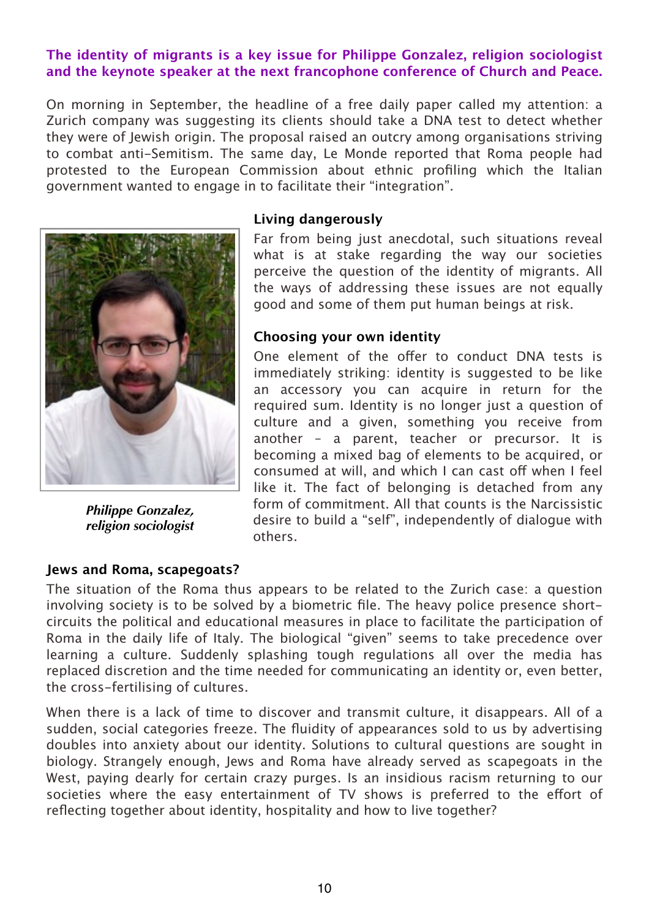**The identity of migrants is a key issue for Philippe Gonzalez, religion sociologist and the keynote speaker at the next francophone conference of Church and Peace.**

On morning in September, the headline of a free daily paper called my attention: a Zurich company was suggesting its clients should take a DNA test to detect whether they were of Jewish origin. The proposal raised an outcry among organisations striving to combat anti-Semitism. The same day, Le Monde reported that Roma people had protested to the European Commission about ethnic profiling which the Italian government wanted to engage in to facilitate their "integration".

*Philippe Gonzalez, religion sociologist*

### Living dangerously

Far from being just anecdotal, such situations reveal what is at stake regarding the way our societies perceive the question of the identity of migrants. All the ways of addressing these issues are not equally good and some of them put human beings at risk.

### Choosing your own identity

One element of the offer to conduct DNA tests is immediately striking: identity is suggested to be like an accessory you can acquire in return for the required sum. Identity is no longer just a question of culture and a given, something you receive from another – a parent, teacher or precursor. It is becoming a mixed bag of elements to be acquired, or consumed at will, and which I can cast off when I feel like it. The fact of belonging is detached from any form of commitment. All that counts is the Narcissistic desire to build a "self", independently of dialogue with others.

### Jews and Roma, scapegoats?

The situation of the Roma thus appears to be related to the Zurich case: a question involving society is to be solved by a biometric file. The heavy police presence short-circuits the political and educational measures in place to facilitate the participation of Roma in the daily life of Italy. The biological "given" seems to take precedence over learning a culture. Suddenly splashing tough regulations all over the media has replaced discretion and the time needed for communicating an identity or, even better, the cross-fertilising of cultures.

When there is a lack of time to discover and transmit culture, it disappears. All of a sudden, social categories freeze. The fluidity of appearances sold to us by advertising doubles into anxiety about our identity. Solutions to cultural questions are sought in biology. Strangely enough, Jews and Roma have already served as scapegoats in the West, paying dearly for certain crazy purges. Is an insidious racism returning to our societies where the easy entertainment of TV shows is preferred to the effort of reflecting together about identity, hospitality and how to live together?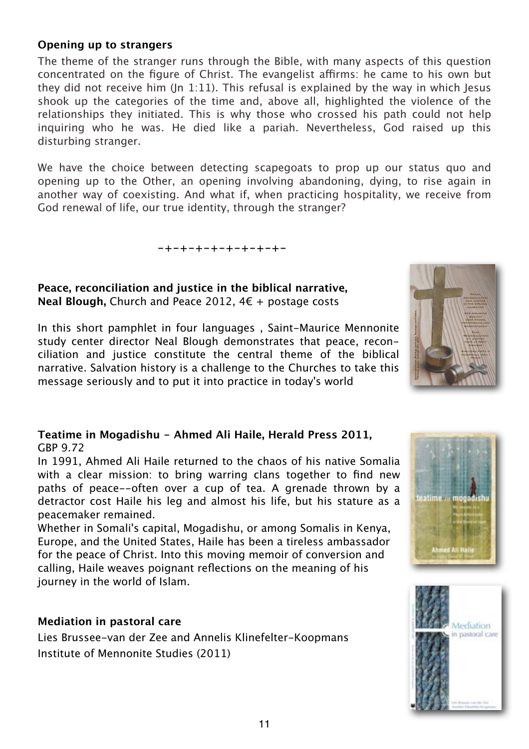### Opening up to strangers

The theme of the stranger runs through the Bible, with many aspects of this question concentrated on the figure of Christ. The evangelist affirms: he came to his own but they did not receive him (Jn 1:11). This refusal is explained by the way in which Jesus shook up the categories of the time and, above all, highlighted the violence of the relationships they initiated. This is why those who crossed his path could not help inquiring who he was. He died like a pariah. Nevertheless, God raised up this disturbing stranger.

We have the choice between detecting scapegoats to prop up our status quo and opening up to the Other, an opening involving abandoning, dying, to rise again in another way of coexisting. And what if, when practicing hospitality, we receive from God renewal of life, our true identity, through the stranger?

-+-+-+-+-+-+-+-+-

**Peace, reconciliation and justice in the biblical narrative,**
**Neal Blough,** Church and Peace 2012, 4€ + postage costs

In this short pamphlet in four languages , Saint-Maurice Mennonite study center director Neal Blough demonstrates that peace, reconciliation and justice constitute the central theme of the biblical narrative. Salvation history is a challenge to the Churches to take this message seriously and to put it into practice in today's world

**Teatime in Mogadishu - Ahmed Ali Haile, Herald Press 2011,**
GBP 9.72

In 1991, Ahmed Ali Haile returned to the chaos of his native Somalia with a clear mission: to bring warring clans together to find new paths of peace--often over a cup of tea. A grenade thrown by a detractor cost Haile his leg and almost his life, but his stature as a peacemaker remained.

Whether in Somali's capital, Mogadishu, or among Somalis in Kenya, Europe, and the United States, Haile has been a tireless ambassador for the peace of Christ. Into this moving memoir of conversion and calling, Haile weaves poignant reflections on the meaning of his journey in the world of Islam.

**Mediation in pastoral care**

Lies Brussee-van der Zee and Annelis Klinefelter-Koopmans
Institute of Mennonite Studies (2011)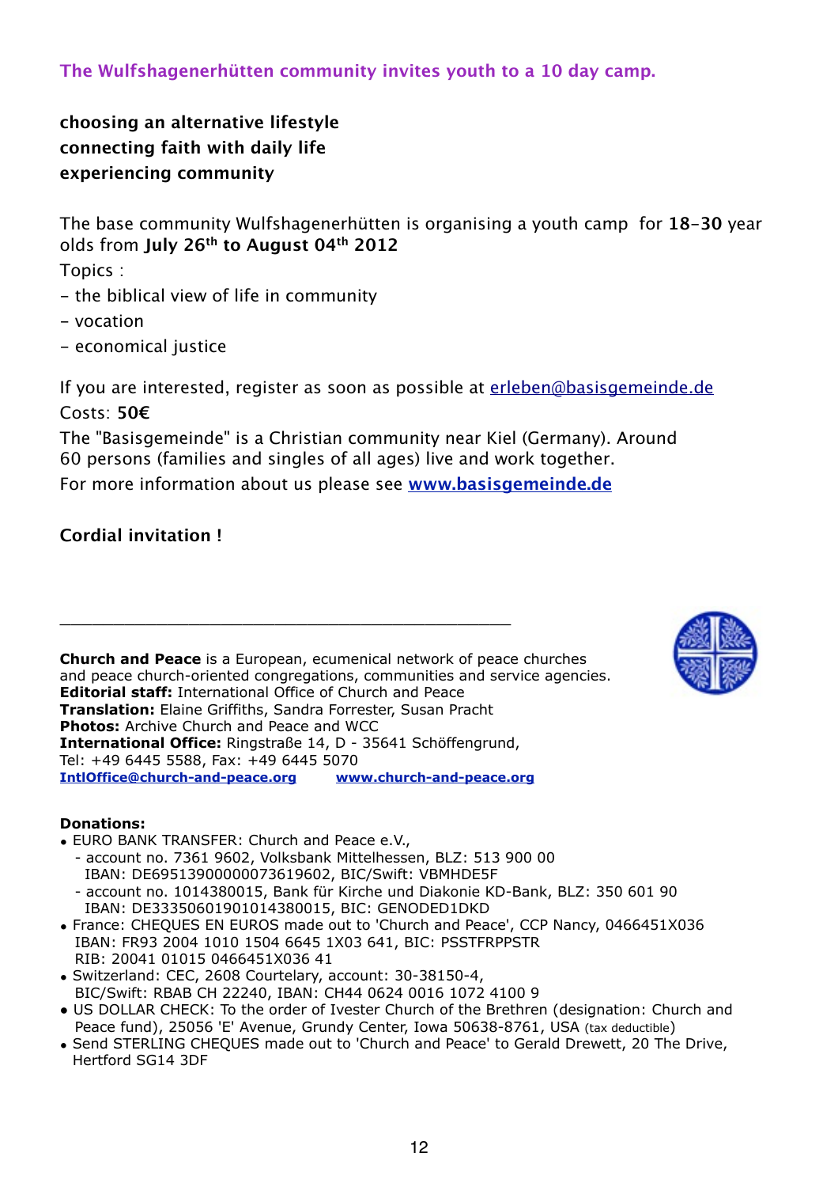### The Wulfshagenerhütten community invites youth to a 10 day camp.

**choosing an alternative lifestyle**
**connecting faith with daily life**
**experiencing community**

The base community Wulfshagenerhütten is organising a youth camp for **18–30** year olds from **July 26th to August 04th 2012**

Topics :

- the biblical view of life in community
- vocation
- economical justice

If you are interested, register as soon as possible at erleben@basisgemeinde.de

Costs: **50€**

The "Basisgemeinde" is a Christian community near Kiel (Germany). Around 60 persons (families and singles of all ages) live and work together.

For more information about us please see **www.basisgemeinde.de**

**Cordial invitation !**

---

**Church and Peace** is a European, ecumenical network of peace churches and peace church-oriented congregations, communities and service agencies.
**Editorial staff:** International Office of Church and Peace
**Translation:** Elaine Griffiths, Sandra Forrester, Susan Pracht
**Photos:** Archive Church and Peace and WCC
**International Office:** Ringstraße 14, D - 35641 Schöffengrund,
Tel: +49 6445 5588, Fax: +49 6445 5070
**IntlOffice@church-and-peace.org** **www.church-and-peace.org**

**Donations:**

- EURO BANK TRANSFER: Church and Peace e.V.,
  - account no. 7361 9602, Volksbank Mittelhessen, BLZ: 513 900 00
    IBAN: DE69513900000073619602, BIC/Swift: VBMHDE5F
  - account no. 1014380015, Bank für Kirche und Diakonie KD-Bank, BLZ: 350 601 90
    IBAN: DE33350601901014380015, BIC: GENODED1DKD
- France: CHEQUES EN EUROS made out to 'Church and Peace', CCP Nancy, 0466451X036
  IBAN: FR93 2004 1010 1504 6645 1X03 641, BIC: PSSTFRPPSTR
  RIB: 20041 01015 0466451X036 41
- Switzerland: CEC, 2608 Courtelary, account: 30-38150-4,
  BIC/Swift: RBAB CH 22240, IBAN: CH44 0624 0016 1072 4100 9
- US DOLLAR CHECK: To the order of Ivester Church of the Brethren (designation: Church and Peace fund), 25056 'E' Avenue, Grundy Center, Iowa 50638-8761, USA (tax deductible)
- Send STERLING CHEQUES made out to 'Church and Peace' to Gerald Drewett, 20 The Drive, Hertford SG14 3DF